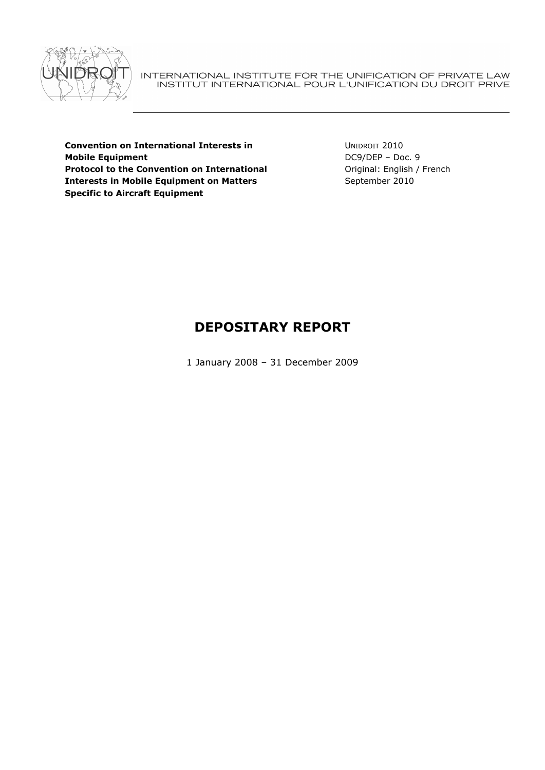INTERNATIONAL INSTITUTE FOR THE UNIFICATION OF PRIVATE LAW
INSTITUT INTERNATIONAL POUR L'UNIFICATION DU DROIT PRIVE

**Convention on International Interests in Mobile Equipment**
**Protocol to the Convention on International Interests in Mobile Equipment on Matters Specific to Aircraft Equipment**

UNIDROIT 2010
DC9/DEP – Doc. 9
Original: English / French
September 2010

# DEPOSITARY REPORT

1 January 2008 – 31 December 2009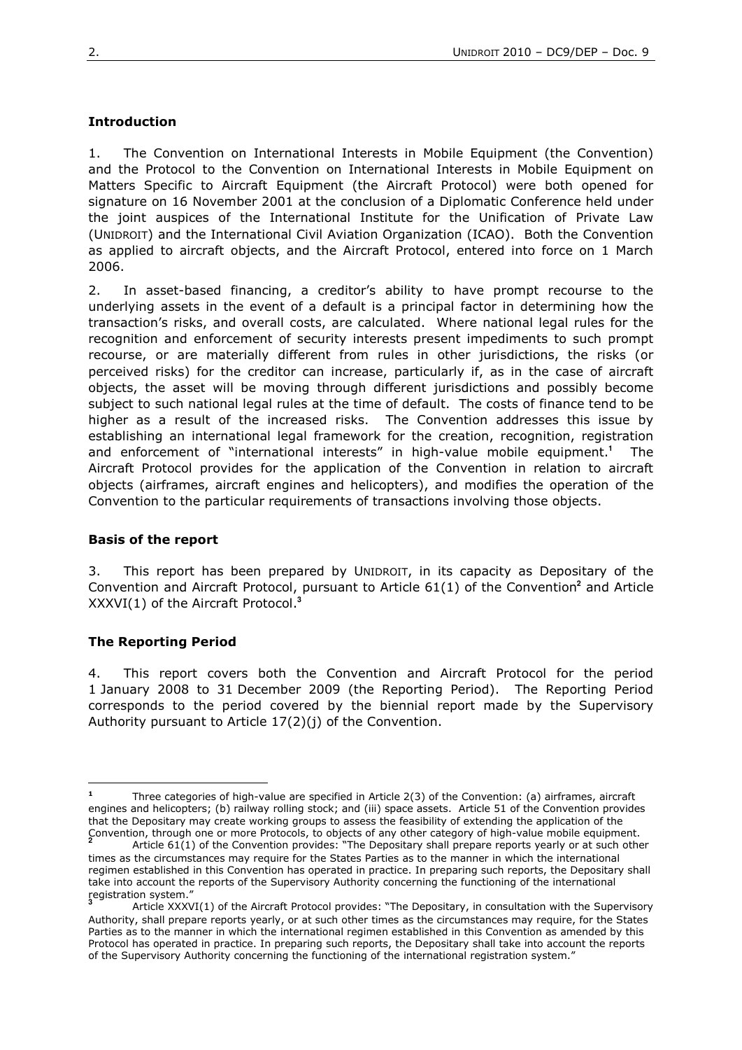## Introduction

1. The Convention on International Interests in Mobile Equipment (the Convention) and the Protocol to the Convention on International Interests in Mobile Equipment on Matters Specific to Aircraft Equipment (the Aircraft Protocol) were both opened for signature on 16 November 2001 at the conclusion of a Diplomatic Conference held under the joint auspices of the International Institute for the Unification of Private Law (UNIDROIT) and the International Civil Aviation Organization (ICAO). Both the Convention as applied to aircraft objects, and the Aircraft Protocol, entered into force on 1 March 2006.

2. In asset-based financing, a creditor's ability to have prompt recourse to the underlying assets in the event of a default is a principal factor in determining how the transaction's risks, and overall costs, are calculated. Where national legal rules for the recognition and enforcement of security interests present impediments to such prompt recourse, or are materially different from rules in other jurisdictions, the risks (or perceived risks) for the creditor can increase, particularly if, as in the case of aircraft objects, the asset will be moving through different jurisdictions and possibly become subject to such national legal rules at the time of default. The costs of finance tend to be higher as a result of the increased risks. The Convention addresses this issue by establishing an international legal framework for the creation, recognition, registration and enforcement of "international interests" in high-value mobile equipment.[1] The Aircraft Protocol provides for the application of the Convention in relation to aircraft objects (airframes, aircraft engines and helicopters), and modifies the operation of the Convention to the particular requirements of transactions involving those objects.

## Basis of the report

3. This report has been prepared by UNIDROIT, in its capacity as Depositary of the Convention and Aircraft Protocol, pursuant to Article 61(1) of the Convention[2] and Article XXXVI(1) of the Aircraft Protocol.[3]

## The Reporting Period

4. This report covers both the Convention and Aircraft Protocol for the period 1 January 2008 to 31 December 2009 (the Reporting Period). The Reporting Period corresponds to the period covered by the biennial report made by the Supervisory Authority pursuant to Article 17(2)(j) of the Convention.

---

[1] Three categories of high-value are specified in Article 2(3) of the Convention: (a) airframes, aircraft engines and helicopters; (b) railway rolling stock; and (iii) space assets. Article 51 of the Convention provides that the Depositary may create working groups to assess the feasibility of extending the application of the Convention, through one or more Protocols, to objects of any other category of high-value mobile equipment.

[2] Article 61(1) of the Convention provides: "The Depositary shall prepare reports yearly or at such other times as the circumstances may require for the States Parties as to the manner in which the international regimen established in this Convention has operated in practice. In preparing such reports, the Depositary shall take into account the reports of the Supervisory Authority concerning the functioning of the international registration system."

[3] Article XXXVI(1) of the Aircraft Protocol provides: "The Depositary, in consultation with the Supervisory Authority, shall prepare reports yearly, or at such other times as the circumstances may require, for the States Parties as to the manner in which the international regimen established in this Convention as amended by this Protocol has operated in practice. In preparing such reports, the Depositary shall take into account the reports of the Supervisory Authority concerning the functioning of the international registration system."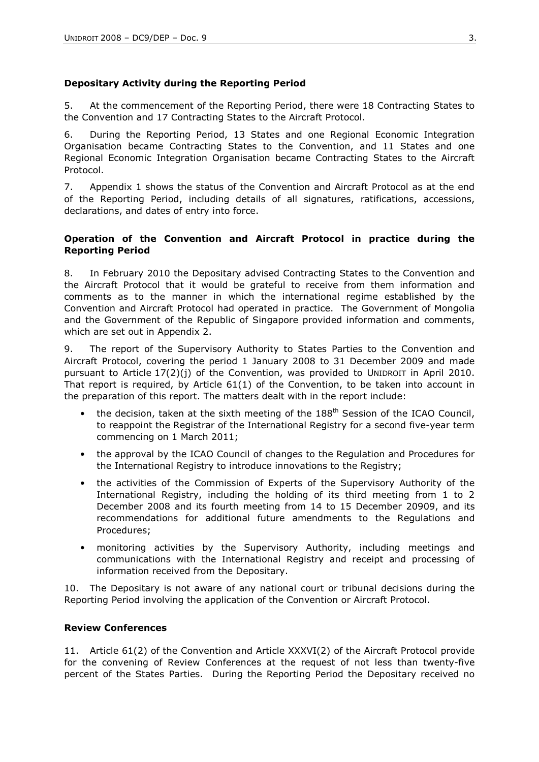**Depositary Activity during the Reporting Period**

5. At the commencement of the Reporting Period, there were 18 Contracting States to the Convention and 17 Contracting States to the Aircraft Protocol.

6. During the Reporting Period, 13 States and one Regional Economic Integration Organisation became Contracting States to the Convention, and 11 States and one Regional Economic Integration Organisation became Contracting States to the Aircraft Protocol.

7. Appendix 1 shows the status of the Convention and Aircraft Protocol as at the end of the Reporting Period, including details of all signatures, ratifications, accessions, declarations, and dates of entry into force.

**Operation of the Convention and Aircraft Protocol in practice during the Reporting Period**

8. In February 2010 the Depositary advised Contracting States to the Convention and the Aircraft Protocol that it would be grateful to receive from them information and comments as to the manner in which the international regime established by the Convention and Aircraft Protocol had operated in practice. The Government of Mongolia and the Government of the Republic of Singapore provided information and comments, which are set out in Appendix 2.

9. The report of the Supervisory Authority to States Parties to the Convention and Aircraft Protocol, covering the period 1 January 2008 to 31 December 2009 and made pursuant to Article 17(2)(j) of the Convention, was provided to UNIDROIT in April 2010. That report is required, by Article 61(1) of the Convention, to be taken into account in the preparation of this report. The matters dealt with in the report include:

- the decision, taken at the sixth meeting of the 188th Session of the ICAO Council, to reappoint the Registrar of the International Registry for a second five-year term commencing on 1 March 2011;
- the approval by the ICAO Council of changes to the Regulation and Procedures for the International Registry to introduce innovations to the Registry;
- the activities of the Commission of Experts of the Supervisory Authority of the International Registry, including the holding of its third meeting from 1 to 2 December 2008 and its fourth meeting from 14 to 15 December 20909, and its recommendations for additional future amendments to the Regulations and Procedures;
- monitoring activities by the Supervisory Authority, including meetings and communications with the International Registry and receipt and processing of information received from the Depositary.

10. The Depositary is not aware of any national court or tribunal decisions during the Reporting Period involving the application of the Convention or Aircraft Protocol.

**Review Conferences**

11. Article 61(2) of the Convention and Article XXXVI(2) of the Aircraft Protocol provide for the convening of Review Conferences at the request of not less than twenty-five percent of the States Parties. During the Reporting Period the Depositary received no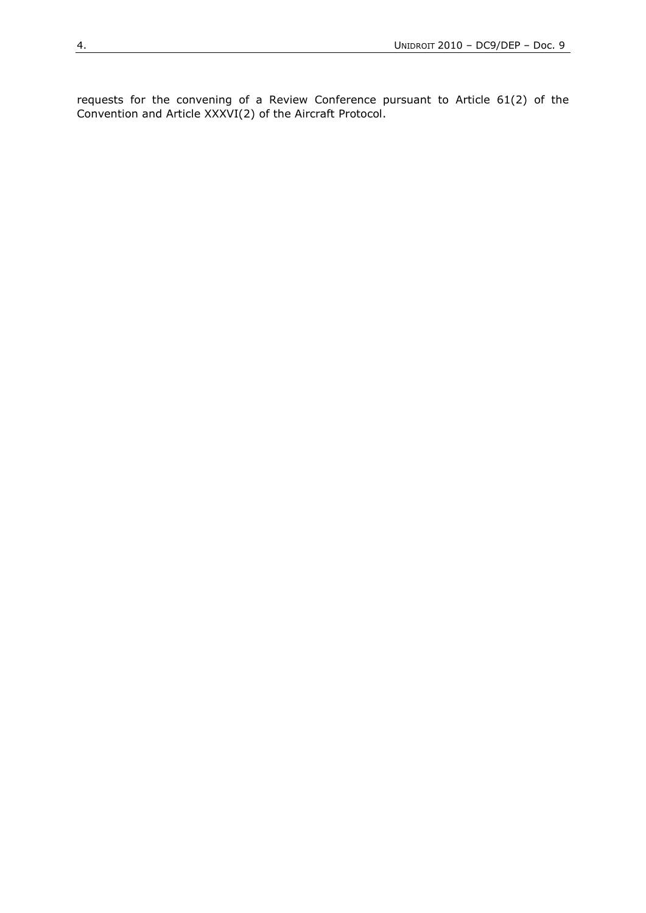requests for the convening of a Review Conference pursuant to Article 61(2) of the Convention and Article XXXVI(2) of the Aircraft Protocol.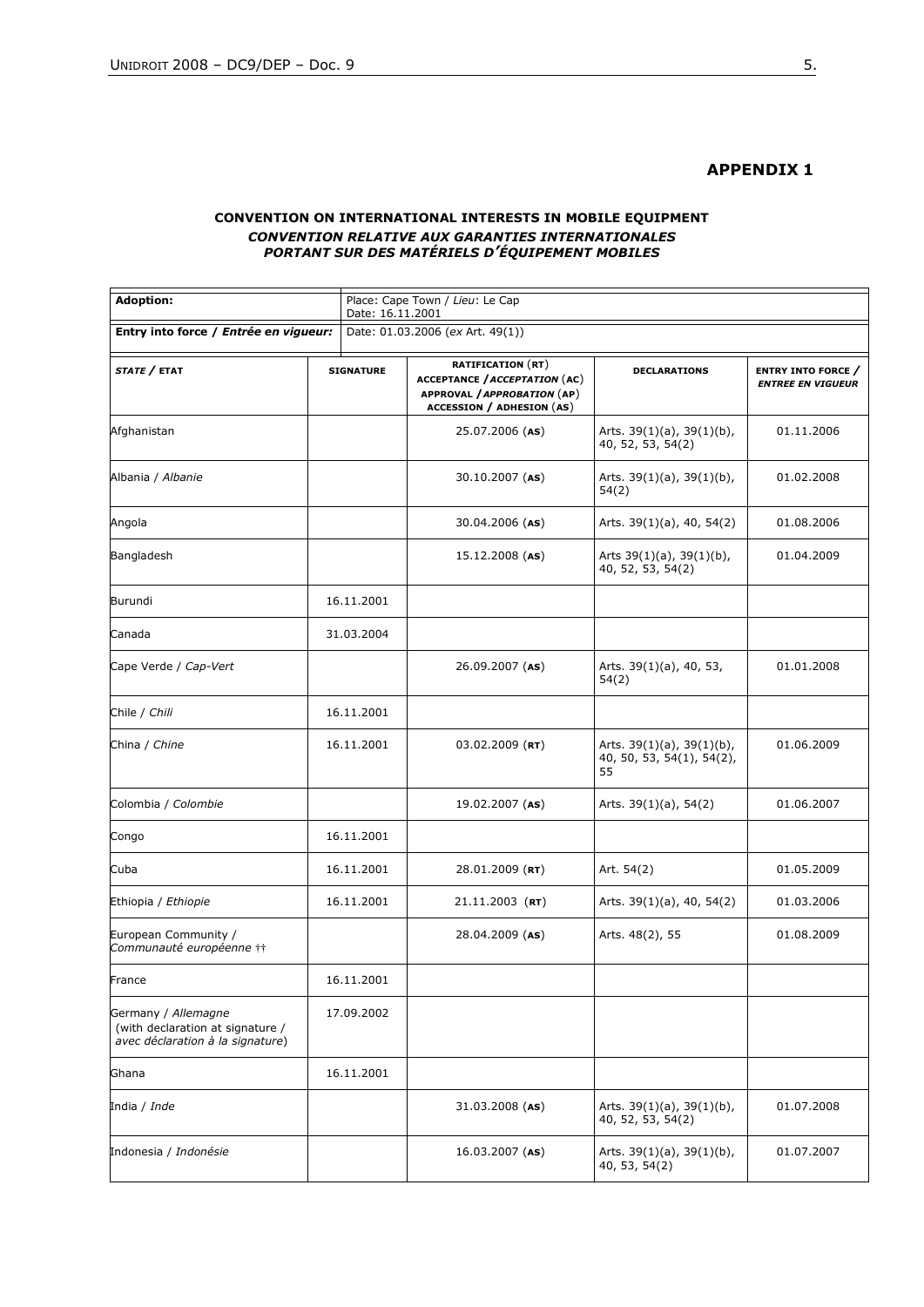## APPENDIX 1

### CONVENTION ON INTERNATIONAL INTERESTS IN MOBILE EQUIPMENT
### *CONVENTION RELATIVE AUX GARANTIES INTERNATIONALES PORTANT SUR DES MATÉRIELS D'ÉQUIPEMENT MOBILES*

| **Adoption:** | Place: Cape Town / *Lieu*: Le Cap<br>Date: 16.11.2001 | | | |
|---|---|---|---|---|
| **Entry into force / *Entrée en vigueur:*** | Date: 01.03.2006 (*ex* Art. 49(1)) | | | |
| ***STATE* / ETAT** | **SIGNATURE** | **RATIFICATION (RT)<br>ACCEPTANCE / *ACCEPTATION* (AC)<br>APPROVAL / *APPROBATION* (AP)<br>ACCESSION / ADHESION (AS)** | **DECLARATIONS** | **ENTRY INTO FORCE / *ENTREE EN VIGUEUR*** |
| Afghanistan | | 25.07.2006 (**AS**) | Arts. 39(1)(a), 39(1)(b), 40, 52, 53, 54(2) | 01.11.2006 |
| Albania / *Albanie* | | 30.10.2007 (**AS**) | Arts. 39(1)(a), 39(1)(b), 54(2) | 01.02.2008 |
| Angola | | 30.04.2006 (**AS**) | Arts. 39(1)(a), 40, 54(2) | 01.08.2006 |
| Bangladesh | | 15.12.2008 (**AS**) | Arts 39(1)(a), 39(1)(b), 40, 52, 53, 54(2) | 01.04.2009 |
| Burundi | 16.11.2001 | | | |
| Canada | 31.03.2004 | | | |
| Cape Verde / *Cap-Vert* | | 26.09.2007 (**AS**) | Arts. 39(1)(a), 40, 53, 54(2) | 01.01.2008 |
| Chile / *Chili* | 16.11.2001 | | | |
| China / *Chine* | 16.11.2001 | 03.02.2009 (**RT**) | Arts. 39(1)(a), 39(1)(b), 40, 50, 53, 54(1), 54(2), 55 | 01.06.2009 |
| Colombia / *Colombie* | | 19.02.2007 (**AS**) | Arts. 39(1)(a), 54(2) | 01.06.2007 |
| Congo | 16.11.2001 | | | |
| Cuba | 16.11.2001 | 28.01.2009 (**RT**) | Art. 54(2) | 01.05.2009 |
| Ethiopia / *Ethiopie* | 16.11.2001 | 21.11.2003 (**RT**) | Arts. 39(1)(a), 40, 54(2) | 01.03.2006 |
| European Community / *Communauté européenne* †† | | 28.04.2009 (**AS**) | Arts. 48(2), 55 | 01.08.2009 |
| France | 16.11.2001 | | | |
| Germany / *Allemagne* (with declaration at signature / *avec déclaration à la signature*) | 17.09.2002 | | | |
| Ghana | 16.11.2001 | | | |
| India / *Inde* | | 31.03.2008 (**AS**) | Arts. 39(1)(a), 39(1)(b), 40, 52, 53, 54(2) | 01.07.2008 |
| Indonesia / *Indonésie* | | 16.03.2007 (**AS**) | Arts. 39(1)(a), 39(1)(b), 40, 53, 54(2) | 01.07.2007 |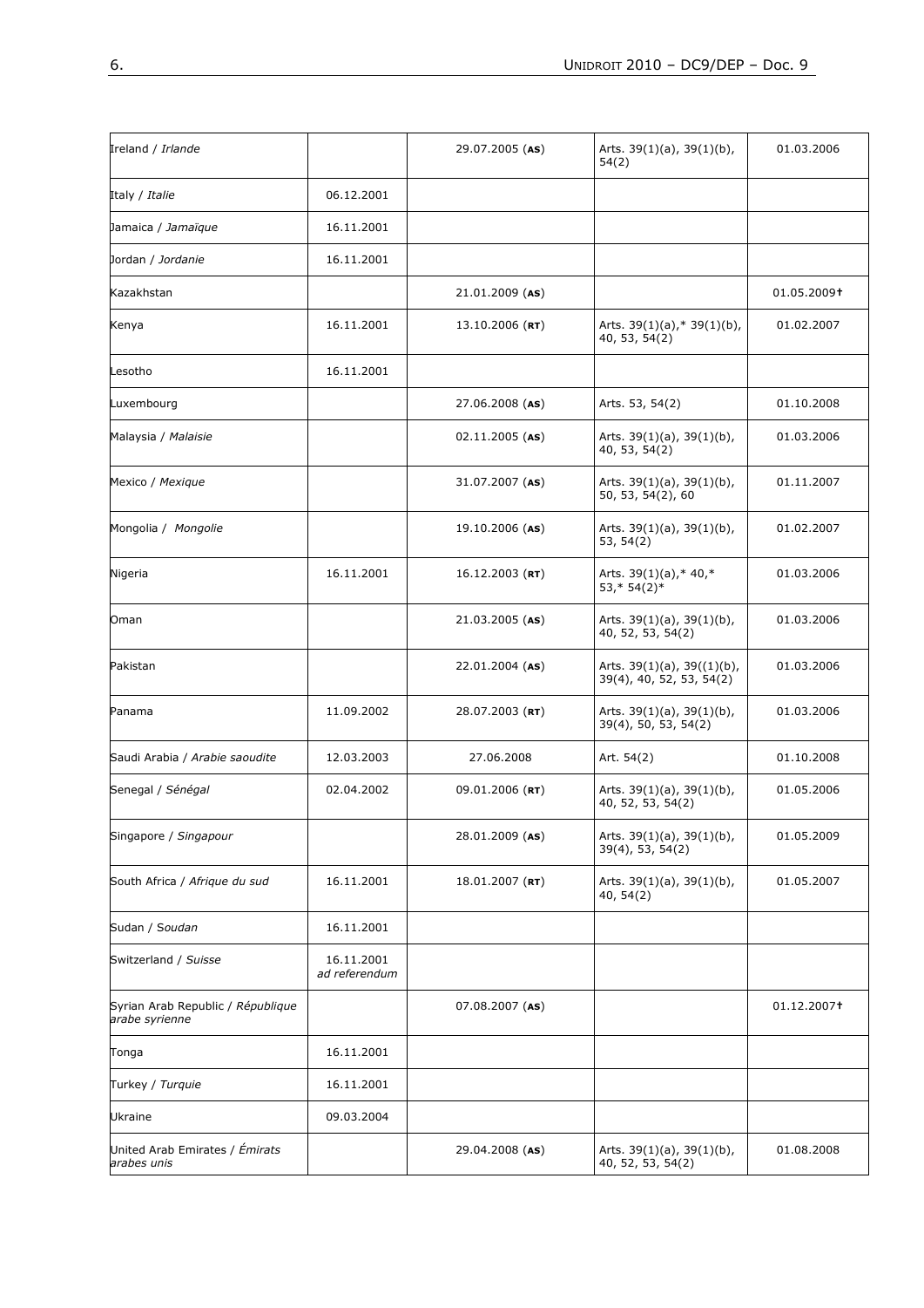| Ireland / *Irlande* | | 29.07.2005 (**AS**) | Arts. 39(1)(a), 39(1)(b), 54(2) | 01.03.2006 |
|---|---|---|---|---|
| Italy / *Italie* | 06.12.2001 | | | |
| Jamaica / *Jamaïque* | 16.11.2001 | | | |
| Jordan / *Jordanie* | 16.11.2001 | | | |
| Kazakhstan | | 21.01.2009 (**AS**) | | 01.05.2009† |
| Kenya | 16.11.2001 | 13.10.2006 (**RT**) | Arts. 39(1)(a),* 39(1)(b), 40, 53, 54(2) | 01.02.2007 |
| Lesotho | 16.11.2001 | | | |
| Luxembourg | | 27.06.2008 (**AS**) | Arts. 53, 54(2) | 01.10.2008 |
| Malaysia / *Malaisie* | | 02.11.2005 (**AS**) | Arts. 39(1)(a), 39(1)(b), 40, 53, 54(2) | 01.03.2006 |
| Mexico / *Mexique* | | 31.07.2007 (**AS**) | Arts. 39(1)(a), 39(1)(b), 50, 53, 54(2), 60 | 01.11.2007 |
| Mongolia / *Mongolie* | | 19.10.2006 (**AS**) | Arts. 39(1)(a), 39(1)(b), 53, 54(2) | 01.02.2007 |
| Nigeria | 16.11.2001 | 16.12.2003 (**RT**) | Arts. 39(1)(a),* 40,* 53,* 54(2)* | 01.03.2006 |
| Oman | | 21.03.2005 (**AS**) | Arts. 39(1)(a), 39(1)(b), 40, 52, 53, 54(2) | 01.03.2006 |
| Pakistan | | 22.01.2004 (**AS**) | Arts. 39(1)(a), 39((1)(b), 39(4), 40, 52, 53, 54(2) | 01.03.2006 |
| Panama | 11.09.2002 | 28.07.2003 (**RT**) | Arts. 39(1)(a), 39(1)(b), 39(4), 50, 53, 54(2) | 01.03.2006 |
| Saudi Arabia / *Arabie saoudite* | 12.03.2003 | 27.06.2008 | Art. 54(2) | 01.10.2008 |
| Senegal / *Sénégal* | 02.04.2002 | 09.01.2006 (**RT**) | Arts. 39(1)(a), 39(1)(b), 40, 52, 53, 54(2) | 01.05.2006 |
| Singapore / *Singapour* | | 28.01.2009 (**AS**) | Arts. 39(1)(a), 39(1)(b), 39(4), 53, 54(2) | 01.05.2009 |
| South Africa / *Afrique du sud* | 16.11.2001 | 18.01.2007 (**RT**) | Arts. 39(1)(a), 39(1)(b), 40, 54(2) | 01.05.2007 |
| Sudan / *Soudan* | 16.11.2001 | | | |
| Switzerland / *Suisse* | 16.11.2001 *ad referendum* | | | |
| Syrian Arab Republic / *République arabe syrienne* | | 07.08.2007 (**AS**) | | 01.12.2007† |
| Tonga | 16.11.2001 | | | |
| Turkey / *Turquie* | 16.11.2001 | | | |
| Ukraine | 09.03.2004 | | | |
| United Arab Emirates / *Émirats arabes unis* | | 29.04.2008 (**AS**) | Arts. 39(1)(a), 39(1)(b), 40, 52, 53, 54(2) | 01.08.2008 |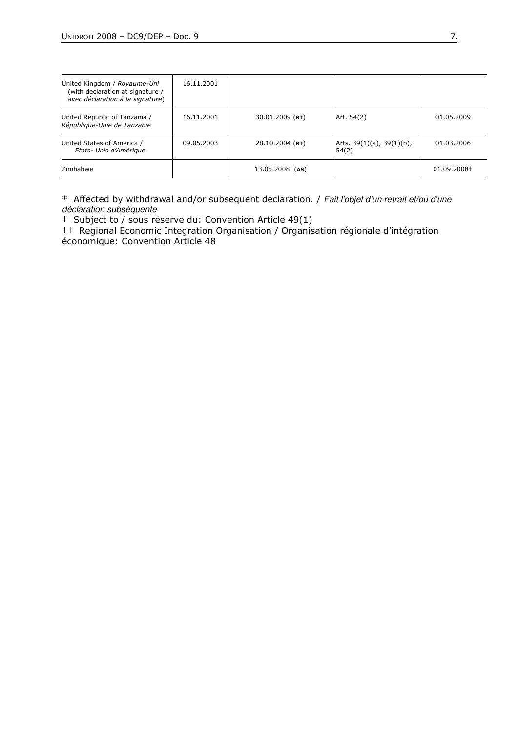| | | | | |
|---|---|---|---|---|
| United Kingdom / *Royaume-Uni* (with declaration at signature / *avec déclaration à la signature*) | 16.11.2001 | | | |
| United Republic of Tanzania / *République-Unie de Tanzanie* | 16.11.2001 | 30.01.2009 (**RT**) | Art. 54(2) | 01.05.2009 |
| United States of America / *Etats- Unis d'Amérique* | 09.05.2003 | 28.10.2004 (**RT**) | Arts. 39(1)(a), 39(1)(b), 54(2) | 01.03.2006 |
| Zimbabwe | | 13.05.2008 (**AS**) | | 01.09.2008† |

\* Affected by withdrawal and/or subsequent declaration. / *Fait l'objet d'un retrait et/ou d'une déclaration subséquente*

† Subject to / sous réserve du: Convention Article 49(1)

†† Regional Economic Integration Organisation / Organisation régionale d'intégration économique: Convention Article 48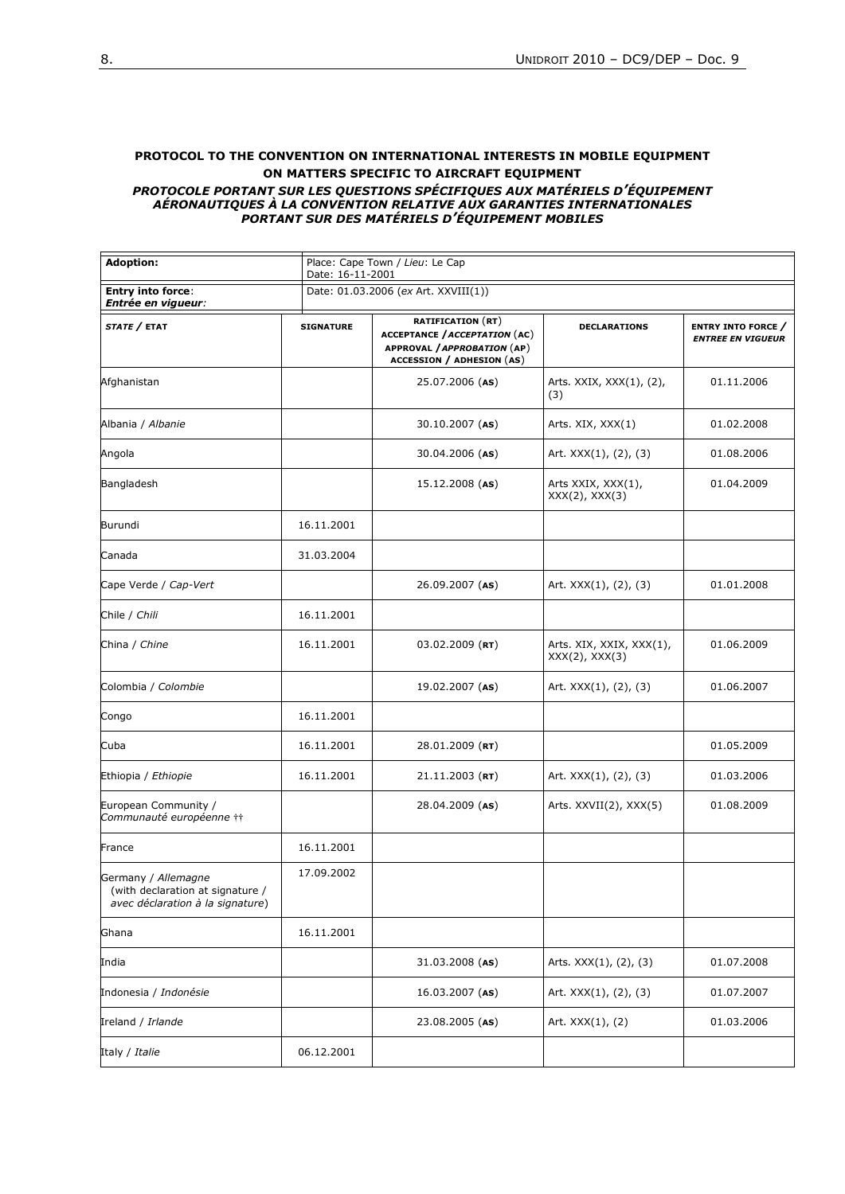**PROTOCOL TO THE CONVENTION ON INTERNATIONAL INTERESTS IN MOBILE EQUIPMENT ON MATTERS SPECIFIC TO AIRCRAFT EQUIPMENT**

***PROTOCOLE PORTANT SUR LES QUESTIONS SPÉCIFIQUES AUX MATÉRIELS D'ÉQUIPEMENT AÉRONAUTIQUES À LA CONVENTION RELATIVE AUX GARANTIES INTERNATIONALES PORTANT SUR DES MATÉRIELS D'ÉQUIPEMENT MOBILES***

| **Adoption:** | Place: Cape Town / *Lieu*: Le Cap<br>Date: 16-11-2001 | | | |
|---|---|---|---|---|
| **Entry into force**:<br>***Entrée en vigueur****:* | Date: 01.03.2006 (*ex* Art. XXVIII(1)) | | | |
| ***STATE* / ETAT** | **SIGNATURE** | **RATIFICATION (RT)**<br>**ACCEPTANCE /** ***ACCEPTATION*** **(AC)**<br>**APPROVAL /** ***APPROBATION*** **(AP)**<br>**ACCESSION / ADHESION (AS)** | **DECLARATIONS** | **ENTRY INTO FORCE /** ***ENTREE EN VIGUEUR*** |
| Afghanistan | | 25.07.2006 (**AS**) | Arts. XXIX, XXX(1), (2), (3) | 01.11.2006 |
| Albania / *Albanie* | | 30.10.2007 (**AS**) | Arts. XIX, XXX(1) | 01.02.2008 |
| Angola | | 30.04.2006 (**AS**) | Art. XXX(1), (2), (3) | 01.08.2006 |
| Bangladesh | | 15.12.2008 (**AS**) | Arts XXIX, XXX(1), XXX(2), XXX(3) | 01.04.2009 |
| Burundi | 16.11.2001 | | | |
| Canada | 31.03.2004 | | | |
| Cape Verde / *Cap-Vert* | | 26.09.2007 (**AS**) | Art. XXX(1), (2), (3) | 01.01.2008 |
| Chile / *Chili* | 16.11.2001 | | | |
| China / *Chine* | 16.11.2001 | 03.02.2009 (**RT**) | Arts. XIX, XXIX, XXX(1), XXX(2), XXX(3) | 01.06.2009 |
| Colombia / *Colombie* | | 19.02.2007 (**AS**) | Art. XXX(1), (2), (3) | 01.06.2007 |
| Congo | 16.11.2001 | | | |
| Cuba | 16.11.2001 | 28.01.2009 (**RT**) | | 01.05.2009 |
| Ethiopia / *Ethiopie* | 16.11.2001 | 21.11.2003 (**RT**) | Art. XXX(1), (2), (3) | 01.03.2006 |
| European Community / *Communauté européenne* †† | | 28.04.2009 (**AS**) | Arts. XXVII(2), XXX(5) | 01.08.2009 |
| France | 16.11.2001 | | | |
| Germany / *Allemagne* (with declaration at signature / *avec déclaration à la signature*) | 17.09.2002 | | | |
| Ghana | 16.11.2001 | | | |
| India | | 31.03.2008 (**AS**) | Arts. XXX(1), (2), (3) | 01.07.2008 |
| Indonesia / *Indonésie* | | 16.03.2007 (**AS**) | Art. XXX(1), (2), (3) | 01.07.2007 |
| Ireland / *Irlande* | | 23.08.2005 (**AS**) | Art. XXX(1), (2) | 01.03.2006 |
| Italy / *Italie* | 06.12.2001 | | | |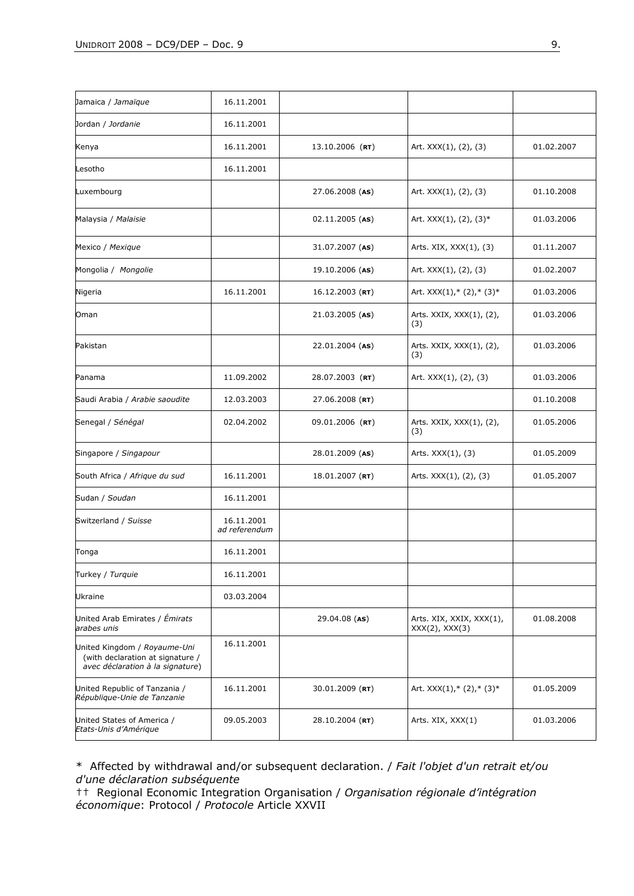| Jamaica / *Jamaïque* | 16.11.2001 | | | |
|---|---|---|---|---|
| Jordan / *Jordanie* | 16.11.2001 | | | |
| Kenya | 16.11.2001 | 13.10.2006 (**RT**) | Art. XXX(1), (2), (3) | 01.02.2007 |
| Lesotho | 16.11.2001 | | | |
| Luxembourg | | 27.06.2008 (**AS**) | Art. XXX(1), (2), (3) | 01.10.2008 |
| Malaysia / *Malaisie* | | 02.11.2005 (**AS**) | Art. XXX(1), (2), (3)* | 01.03.2006 |
| Mexico / *Mexique* | | 31.07.2007 (**AS**) | Arts. XIX, XXX(1), (3) | 01.11.2007 |
| Mongolia / *Mongolie* | | 19.10.2006 (**AS**) | Art. XXX(1), (2), (3) | 01.02.2007 |
| Nigeria | 16.11.2001 | 16.12.2003 (**RT**) | Art. XXX(1),* (2),* (3)* | 01.03.2006 |
| Oman | | 21.03.2005 (**AS**) | Arts. XXIX, XXX(1), (2), (3) | 01.03.2006 |
| Pakistan | | 22.01.2004 (**AS**) | Arts. XXIX, XXX(1), (2), (3) | 01.03.2006 |
| Panama | 11.09.2002 | 28.07.2003 (**RT**) | Art. XXX(1), (2), (3) | 01.03.2006 |
| Saudi Arabia / *Arabie saoudite* | 12.03.2003 | 27.06.2008 (**RT**) | | 01.10.2008 |
| Senegal / *Sénégal* | 02.04.2002 | 09.01.2006 (**RT**) | Arts. XXIX, XXX(1), (2), (3) | 01.05.2006 |
| Singapore / *Singapour* | | 28.01.2009 (**AS**) | Arts. XXX(1), (3) | 01.05.2009 |
| South Africa / *Afrique du sud* | 16.11.2001 | 18.01.2007 (**RT**) | Arts. XXX(1), (2), (3) | 01.05.2007 |
| Sudan / *Soudan* | 16.11.2001 | | | |
| Switzerland / *Suisse* | 16.11.2001 *ad referendum* | | | |
| Tonga | 16.11.2001 | | | |
| Turkey / *Turquie* | 16.11.2001 | | | |
| Ukraine | 03.03.2004 | | | |
| United Arab Emirates / *Émirats arabes unis* | | 29.04.08 (**AS**) | Arts. XIX, XXIX, XXX(1), XXX(2), XXX(3) | 01.08.2008 |
| United Kingdom / *Royaume-Uni* (with declaration at signature / *avec déclaration à la signature*) | 16.11.2001 | | | |
| United Republic of Tanzania / *République-Unie de Tanzanie* | 16.11.2001 | 30.01.2009 (**RT**) | Art. XXX(1),* (2),* (3)* | 01.05.2009 |
| United States of America / *Etats-Unis d'Amérique* | 09.05.2003 | 28.10.2004 (**RT**) | Arts. XIX, XXX(1) | 01.03.2006 |

\* Affected by withdrawal and/or subsequent declaration. / *Fait l'objet d'un retrait et/ou d'une déclaration subséquente*

†† Regional Economic Integration Organisation / *Organisation régionale d'intégration économique*: Protocol / *Protocole* Article XXVII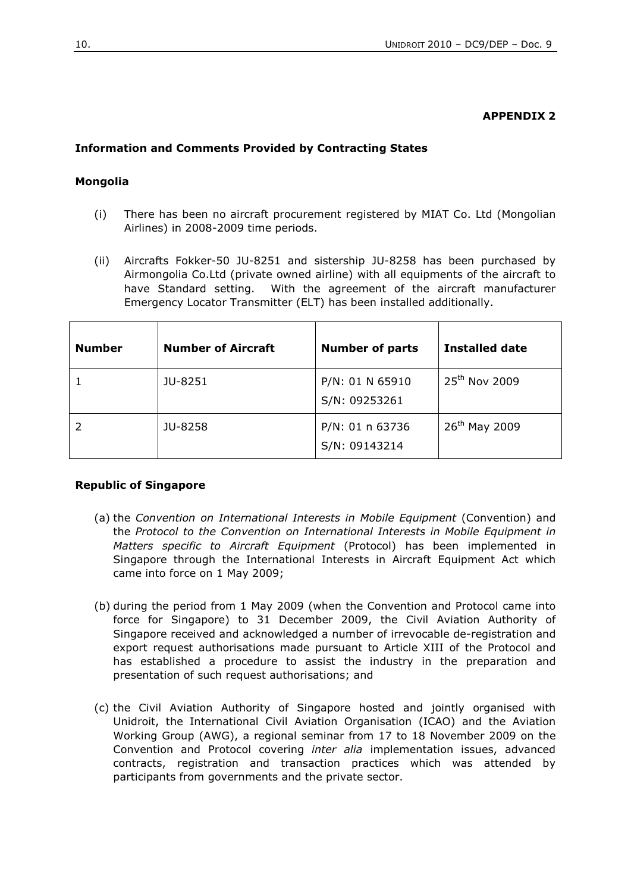**APPENDIX 2**

**Information and Comments Provided by Contracting States**

**Mongolia**

(i) There has been no aircraft procurement registered by MIAT Co. Ltd (Mongolian Airlines) in 2008-2009 time periods.

(ii) Aircrafts Fokker-50 JU-8251 and sistership JU-8258 has been purchased by Airmongolia Co.Ltd (private owned airline) with all equipments of the aircraft to have Standard setting. With the agreement of the aircraft manufacturer Emergency Locator Transmitter (ELT) has been installed additionally.

| Number | Number of Aircraft | Number of parts | Installed date |
|---|---|---|---|
| 1 | JU-8251 | P/N: 01 N 65910<br>S/N: 09253261 | 25th Nov 2009 |
| 2 | JU-8258 | P/N: 01 n 63736<br>S/N: 09143214 | 26th May 2009 |

**Republic of Singapore**

(a) the *Convention on International Interests in Mobile Equipment* (Convention) and the *Protocol to the Convention on International Interests in Mobile Equipment in Matters specific to Aircraft Equipment* (Protocol) has been implemented in Singapore through the International Interests in Aircraft Equipment Act which came into force on 1 May 2009;

(b) during the period from 1 May 2009 (when the Convention and Protocol came into force for Singapore) to 31 December 2009, the Civil Aviation Authority of Singapore received and acknowledged a number of irrevocable de-registration and export request authorisations made pursuant to Article XIII of the Protocol and has established a procedure to assist the industry in the preparation and presentation of such request authorisations; and

(c) the Civil Aviation Authority of Singapore hosted and jointly organised with Unidroit, the International Civil Aviation Organisation (ICAO) and the Aviation Working Group (AWG), a regional seminar from 17 to 18 November 2009 on the Convention and Protocol covering *inter alia* implementation issues, advanced contracts, registration and transaction practices which was attended by participants from governments and the private sector.